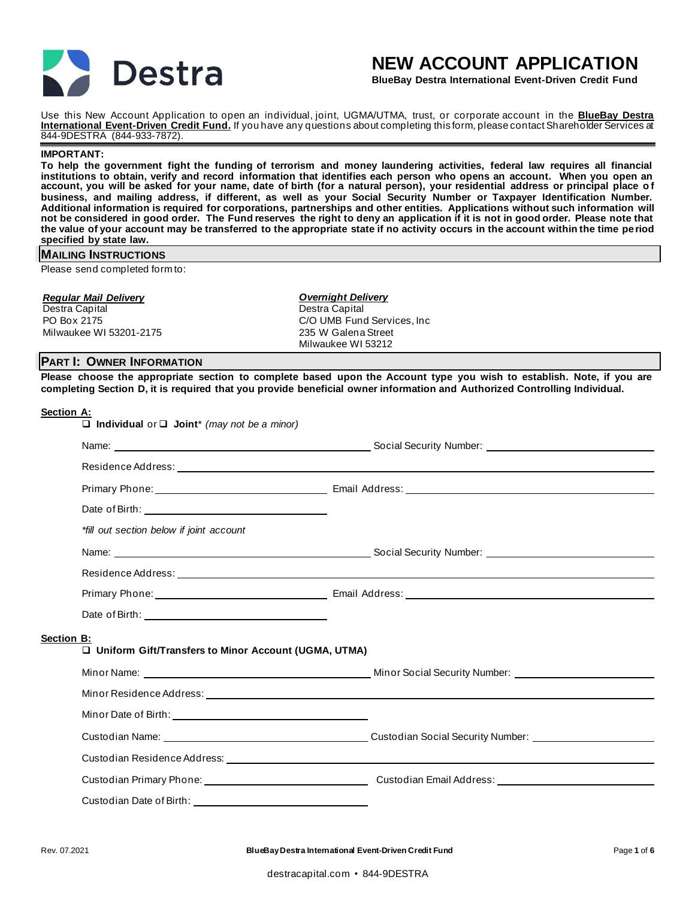Destra

# NEW ACCOUNT APPLICATION

**BlueBay Destra International Event-Driven Credit Fund**

Use this New Account Application to open an individual, joint, UGMA/UTMA, trust, or corporate account in the **BlueBay Destra International Event-Driven Credit Fund.** If you have any questions about completing this form, please contact Shareholder Services at 844-9DESTRA (844-933-7872).

**IMPORTANT:**
**To help the government fight the funding of terrorism and money laundering activities, federal law requires all financial institutions to obtain, verify and record information that identifies each person who opens an account. When you open an account, you will be asked for your name, date of birth (for a natural person), your residential address or principal place of business, and mailing address, if different, as well as your Social Security Number or Taxpayer Identification Number. Additional information is required for corporations, partnerships and other entities. Applications without such information will not be considered in good order. The Fund reserves the right to deny an application if it is not in good order. Please note that the value of your account may be transferred to the appropriate state if no activity occurs in the account within the time period specified by state law.**

## MAILING INSTRUCTIONS

Please send completed form to:

***Regular Mail Delivery***
Destra Capital
PO Box 2175
Milwaukee WI 53201-2175

***Overnight Delivery***
Destra Capital
C/O UMB Fund Services, Inc
235 W Galena Street
Milwaukee WI 53212

## PART I: OWNER INFORMATION

**Please choose the appropriate section to complete based upon the Account type you wish to establish. Note, if you are completing Section D, it is required that you provide beneficial owner information and Authorized Controlling Individual.**

**Section A:**

❑ **Individual** or ❑ **Joint*** *(may not be a minor)*

Name: ____________________ Social Security Number: ____________________

Residence Address: ____________________

Primary Phone: ____________________ Email Address: ____________________

Date of Birth: ____________________

*\*fill out section below if joint account*

Name: ____________________ Social Security Number: ____________________

Residence Address: ____________________

Primary Phone: ____________________ Email Address: ____________________

Date of Birth: ____________________

**Section B:**

❑ **Uniform Gift/Transfers to Minor Account (UGMA, UTMA)**

Minor Name: ____________________ Minor Social Security Number: ____________________

Minor Residence Address: ____________________

Minor Date of Birth: ____________________

Custodian Name: ____________________ Custodian Social Security Number: ____________________

Custodian Residence Address: ____________________

Custodian Primary Phone: ____________________ Custodian Email Address: ____________________

Custodian Date of Birth: ____________________

Rev. 07.2021

destracapital.com • 844-9DESTRA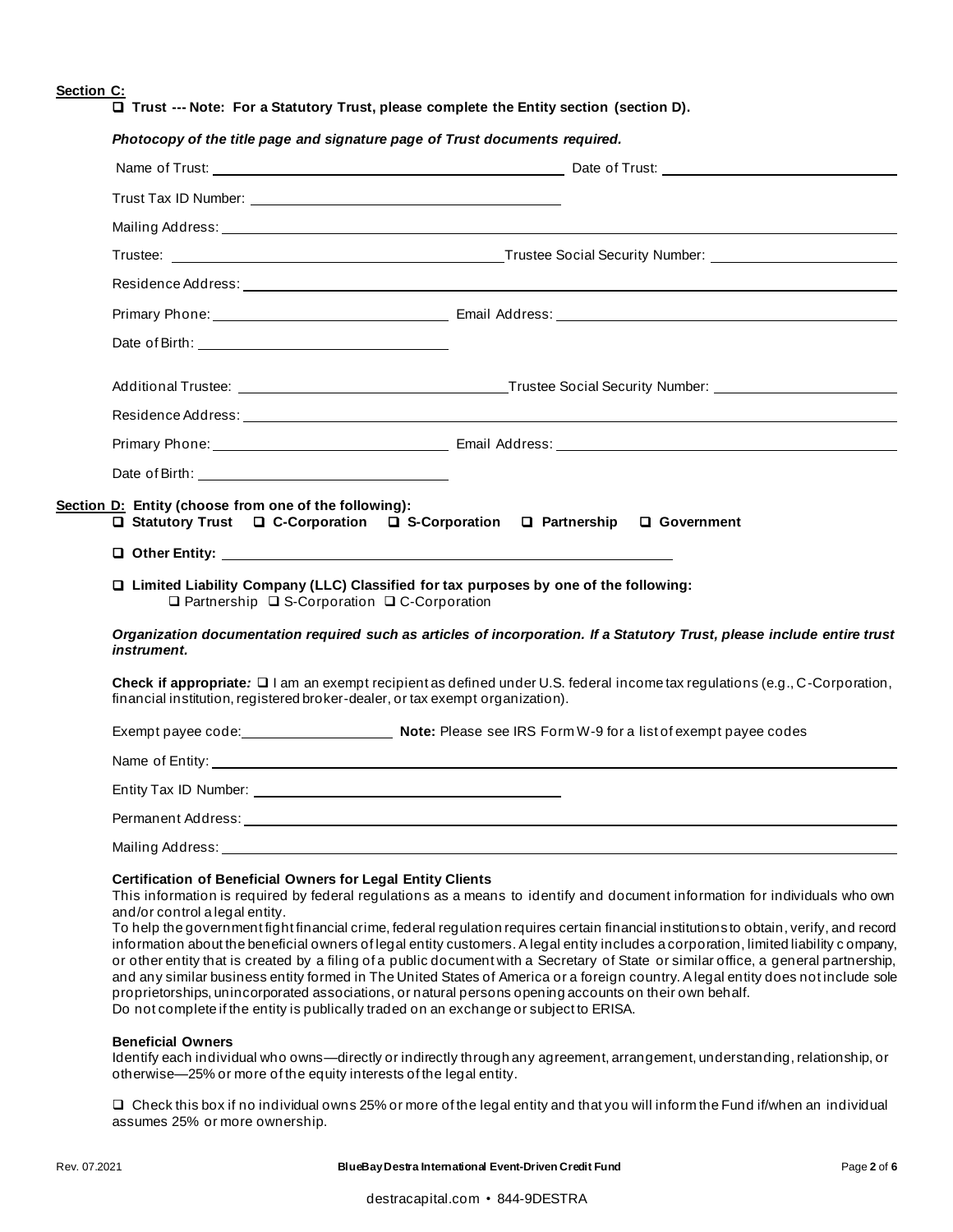**Section C:**

☐ **Trust --- Note: For a Statutory Trust, please complete the Entity section (section D).**

***Photocopy of the title page and signature page of Trust documents required.***

Name of Trust: ______________________________ Date of Trust: ______________________

Trust Tax ID Number: ______________________________

Mailing Address: ____________________________________________________________

Trustee: ______________________________ Trustee Social Security Number: ______________________

Residence Address: ____________________________________________________________

Primary Phone: ______________________ Email Address: ______________________________

Date of Birth: ______________________

Additional Trustee: ______________________________ Trustee Social Security Number: ______________________

Residence Address: ____________________________________________________________

Primary Phone: ______________________ Email Address: ______________________________

Date of Birth: ______________________

**Section D: Entity (choose from one of the following):**

☐ **Statutory Trust** ☐ **C-Corporation** ☐ **S-Corporation** ☐ **Partnership** ☐ **Government**

☐ **Other Entity:** ______________________________

☐ **Limited Liability Company (LLC) Classified for tax purposes by one of the following:**
☐ Partnership ☐ S-Corporation ☐ C-Corporation

***Organization documentation required such as articles of incorporation. If a Statutory Trust, please include entire trust instrument.***

**Check if appropriate:** ☐ I am an exempt recipient as defined under U.S. federal income tax regulations (e.g., C-Corporation, financial institution, registered broker-dealer, or tax exempt organization).

Exempt payee code: ______________ **Note:** Please see IRS Form W-9 for a list of exempt payee codes

Name of Entity: ____________________________________________________________

Entity Tax ID Number: ______________________________

Permanent Address: ____________________________________________________________

Mailing Address: ____________________________________________________________

**Certification of Beneficial Owners for Legal Entity Clients**

This information is required by federal regulations as a means to identify and document information for individuals who own and/or control a legal entity.

To help the government fight financial crime, federal regulation requires certain financial institutions to obtain, verify, and record information about the beneficial owners of legal entity customers. A legal entity includes a corporation, limited liability company, or other entity that is created by a filing of a public document with a Secretary of State or similar office, a general partnership, and any similar business entity formed in The United States of America or a foreign country. A legal entity does not include sole proprietorships, unincorporated associations, or natural persons opening accounts on their own behalf.

Do not complete if the entity is publically traded on an exchange or subject to ERISA.

**Beneficial Owners**

Identify each individual who owns—directly or indirectly through any agreement, arrangement, understanding, relationship, or otherwise—25% or more of the equity interests of the legal entity.

☐ Check this box if no individual owns 25% or more of the legal entity and that you will inform the Fund if/when an individual assumes 25% or more ownership.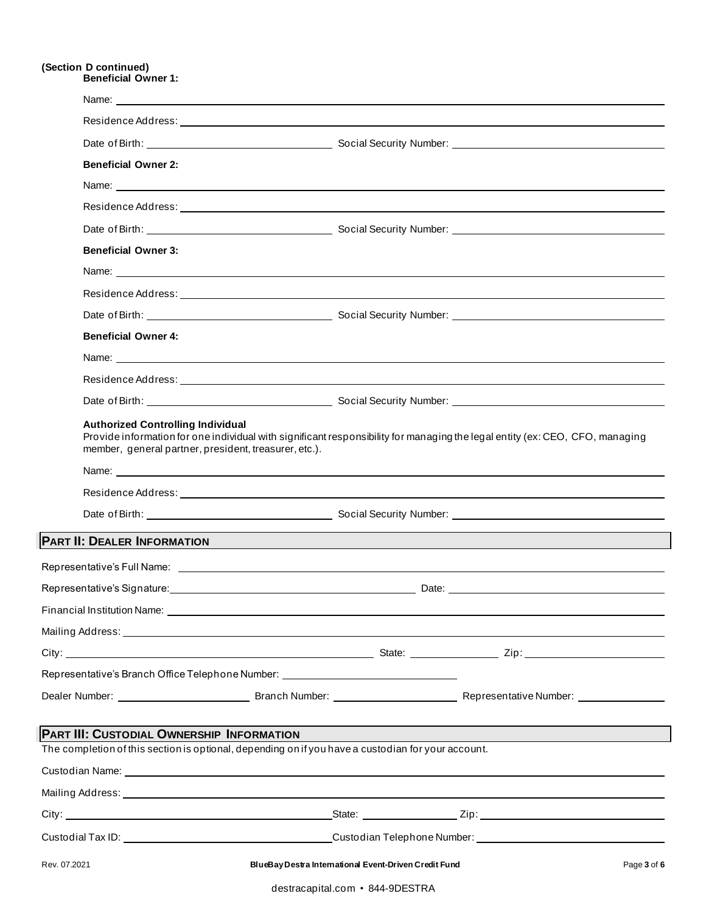**(Section D continued)**

**Beneficial Owner 1:**

Name: \_\_\_\_\_\_\_\_\_\_\_\_\_\_\_\_\_\_\_\_\_\_\_\_\_\_\_\_\_\_\_\_\_\_\_\_\_\_\_\_

Residence Address: \_\_\_\_\_\_\_\_\_\_\_\_\_\_\_\_\_\_\_\_\_\_\_\_\_\_\_\_\_\_\_\_\_\_\_\_\_\_\_\_

Date of Birth: \_\_\_\_\_\_\_\_\_\_\_\_\_\_\_\_\_\_\_\_ Social Security Number: \_\_\_\_\_\_\_\_\_\_\_\_\_\_\_\_\_\_\_\_

**Beneficial Owner 2:**

Name: \_\_\_\_\_\_\_\_\_\_\_\_\_\_\_\_\_\_\_\_\_\_\_\_\_\_\_\_\_\_\_\_\_\_\_\_\_\_\_\_

Residence Address: \_\_\_\_\_\_\_\_\_\_\_\_\_\_\_\_\_\_\_\_\_\_\_\_\_\_\_\_\_\_\_\_\_\_\_\_\_\_\_\_

Date of Birth: \_\_\_\_\_\_\_\_\_\_\_\_\_\_\_\_\_\_\_\_ Social Security Number: \_\_\_\_\_\_\_\_\_\_\_\_\_\_\_\_\_\_\_\_

**Beneficial Owner 3:**

Name: \_\_\_\_\_\_\_\_\_\_\_\_\_\_\_\_\_\_\_\_\_\_\_\_\_\_\_\_\_\_\_\_\_\_\_\_\_\_\_\_

Residence Address: \_\_\_\_\_\_\_\_\_\_\_\_\_\_\_\_\_\_\_\_\_\_\_\_\_\_\_\_\_\_\_\_\_\_\_\_\_\_\_\_

Date of Birth: \_\_\_\_\_\_\_\_\_\_\_\_\_\_\_\_\_\_\_\_ Social Security Number: \_\_\_\_\_\_\_\_\_\_\_\_\_\_\_\_\_\_\_\_

**Beneficial Owner 4:**

Name: \_\_\_\_\_\_\_\_\_\_\_\_\_\_\_\_\_\_\_\_\_\_\_\_\_\_\_\_\_\_\_\_\_\_\_\_\_\_\_\_

Residence Address: \_\_\_\_\_\_\_\_\_\_\_\_\_\_\_\_\_\_\_\_\_\_\_\_\_\_\_\_\_\_\_\_\_\_\_\_\_\_\_\_

Date of Birth: \_\_\_\_\_\_\_\_\_\_\_\_\_\_\_\_\_\_\_\_ Social Security Number: \_\_\_\_\_\_\_\_\_\_\_\_\_\_\_\_\_\_\_\_

**Authorized Controlling Individual**

Provide information for one individual with significant responsibility for managing the legal entity (ex: CEO, CFO, managing member, general partner, president, treasurer, etc.).

Name: \_\_\_\_\_\_\_\_\_\_\_\_\_\_\_\_\_\_\_\_\_\_\_\_\_\_\_\_\_\_\_\_\_\_\_\_\_\_\_\_

Residence Address: \_\_\_\_\_\_\_\_\_\_\_\_\_\_\_\_\_\_\_\_\_\_\_\_\_\_\_\_\_\_\_\_\_\_\_\_\_\_\_\_

Date of Birth: \_\_\_\_\_\_\_\_\_\_\_\_\_\_\_\_\_\_\_\_ Social Security Number: \_\_\_\_\_\_\_\_\_\_\_\_\_\_\_\_\_\_\_\_

## PART II: DEALER INFORMATION

Representative's Full Name: \_\_\_\_\_\_\_\_\_\_\_\_\_\_\_\_\_\_\_\_\_\_\_\_\_\_\_\_\_\_\_\_\_\_\_\_\_\_\_\_

Representative's Signature: \_\_\_\_\_\_\_\_\_\_\_\_\_\_\_\_\_\_\_\_ Date: \_\_\_\_\_\_\_\_\_\_\_\_\_\_\_\_\_\_\_\_

Financial Institution Name: \_\_\_\_\_\_\_\_\_\_\_\_\_\_\_\_\_\_\_\_\_\_\_\_\_\_\_\_\_\_\_\_\_\_\_\_\_\_\_\_

Mailing Address: \_\_\_\_\_\_\_\_\_\_\_\_\_\_\_\_\_\_\_\_\_\_\_\_\_\_\_\_\_\_\_\_\_\_\_\_\_\_\_\_

City: \_\_\_\_\_\_\_\_\_\_\_\_\_\_\_\_\_\_\_\_ State: \_\_\_\_\_\_\_\_\_\_ Zip: \_\_\_\_\_\_\_\_\_\_

Representative's Branch Office Telephone Number: \_\_\_\_\_\_\_\_\_\_\_\_\_\_\_\_\_\_\_\_

Dealer Number: \_\_\_\_\_\_\_\_\_\_ Branch Number: \_\_\_\_\_\_\_\_\_\_ Representative Number: \_\_\_\_\_\_\_\_\_\_

## PART III: CUSTODIAL OWNERSHIP INFORMATION

The completion of this section is optional, depending on if you have a custodian for your account.

Custodian Name: \_\_\_\_\_\_\_\_\_\_\_\_\_\_\_\_\_\_\_\_\_\_\_\_\_\_\_\_\_\_\_\_\_\_\_\_\_\_\_\_

Mailing Address: \_\_\_\_\_\_\_\_\_\_\_\_\_\_\_\_\_\_\_\_\_\_\_\_\_\_\_\_\_\_\_\_\_\_\_\_\_\_\_\_

City: \_\_\_\_\_\_\_\_\_\_\_\_\_\_\_\_\_\_\_\_ State: \_\_\_\_\_\_\_\_\_\_ Zip: \_\_\_\_\_\_\_\_\_\_

Custodial Tax ID: \_\_\_\_\_\_\_\_\_\_\_\_\_\_\_\_\_\_\_\_ Custodian Telephone Number: \_\_\_\_\_\_\_\_\_\_\_\_\_\_\_\_\_\_\_\_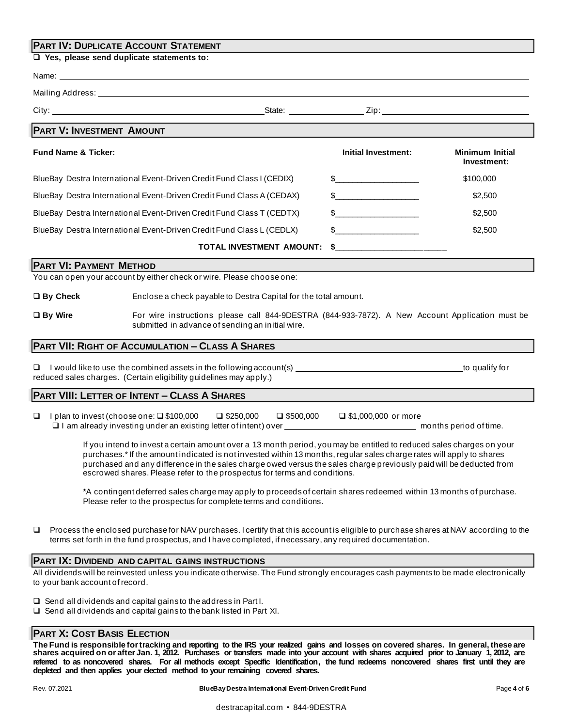## PART IV: DUPLICATE ACCOUNT STATEMENT

❑ **Yes, please send duplicate statements to:**

Name: ______________________________

Mailing Address: ______________________________

City: ______________________ State: ____________ Zip: ______________

## PART V: INVESTMENT AMOUNT

| Fund Name & Ticker: | Initial Investment: | Minimum Initial Investment: |
|---|---|---|
| BlueBay Destra International Event-Driven Credit Fund Class I (CEDIX) | $__________________ | $100,000 |
| BlueBay Destra International Event-Driven Credit Fund Class A (CEDAX) | $__________________ | $2,500 |
| BlueBay Destra International Event-Driven Credit Fund Class T (CEDTX) | $__________________ | $2,500 |
| BlueBay Destra International Event-Driven Credit Fund Class L (CEDLX) | $__________________ | $2,500 |
| **TOTAL INVESTMENT AMOUNT:** | **$______________________** | |

## PART VI: PAYMENT METHOD

You can open your account by either check or wire. Please choose one:

❑ **By Check** Enclose a check payable to Destra Capital for the total amount.

❑ **By Wire** For wire instructions please call 844-9DESTRA (844-933-7872). A New Account Application must be submitted in advance of sending an initial wire.

## PART VII: RIGHT OF ACCUMULATION – CLASS A SHARES

❑ I would like to use the combined assets in the following account(s) ______________________________ to qualify for reduced sales charges. (Certain eligibility guidelines may apply.)

## PART VIII: LETTER OF INTENT – CLASS A SHARES

❑ I plan to invest (choose one: ❑ $100,000 ❑ $250,000 ❑ $500,000 ❑ $1,000,000 or more
❑ I am already investing under an existing letter of intent) over ______________________ months period of time.

If you intend to invest a certain amount over a 13 month period, you may be entitled to reduced sales charges on your purchases.* If the amount indicated is not invested within 13 months, regular sales charge rates will apply to shares purchased and any difference in the sales charge owed versus the sales charge previously paid will be deducted from escrowed shares. Please refer to the prospectus for terms and conditions.

*A contingent deferred sales charge may apply to proceeds of certain shares redeemed within 13 months of purchase. Please refer to the prospectus for complete terms and conditions.

❑ Process the enclosed purchase for NAV purchases. I certify that this account is eligible to purchase shares at NAV according to the terms set forth in the fund prospectus, and I have completed, if necessary, any required documentation.

## PART IX: DIVIDEND AND CAPITAL GAINS INSTRUCTIONS

All dividends will be reinvested unless you indicate otherwise. The Fund strongly encourages cash payments to be made electronically to your bank account of record.

❑ Send all dividends and capital gains to the address in Part I.
❑ Send all dividends and capital gains to the bank listed in Part XI.

## PART X: COST BASIS ELECTION

**The Fund is responsible for tracking and reporting to the IRS your realized gains and losses on covered shares. In general, these are shares acquired on or after Jan. 1, 2012. Purchases or transfers made into your account with shares acquired prior to January 1, 2012, are referred to as noncovered shares. For all methods except Specific Identification, the fund redeems noncovered shares first until they are depleted and then applies your elected method to your remaining covered shares.**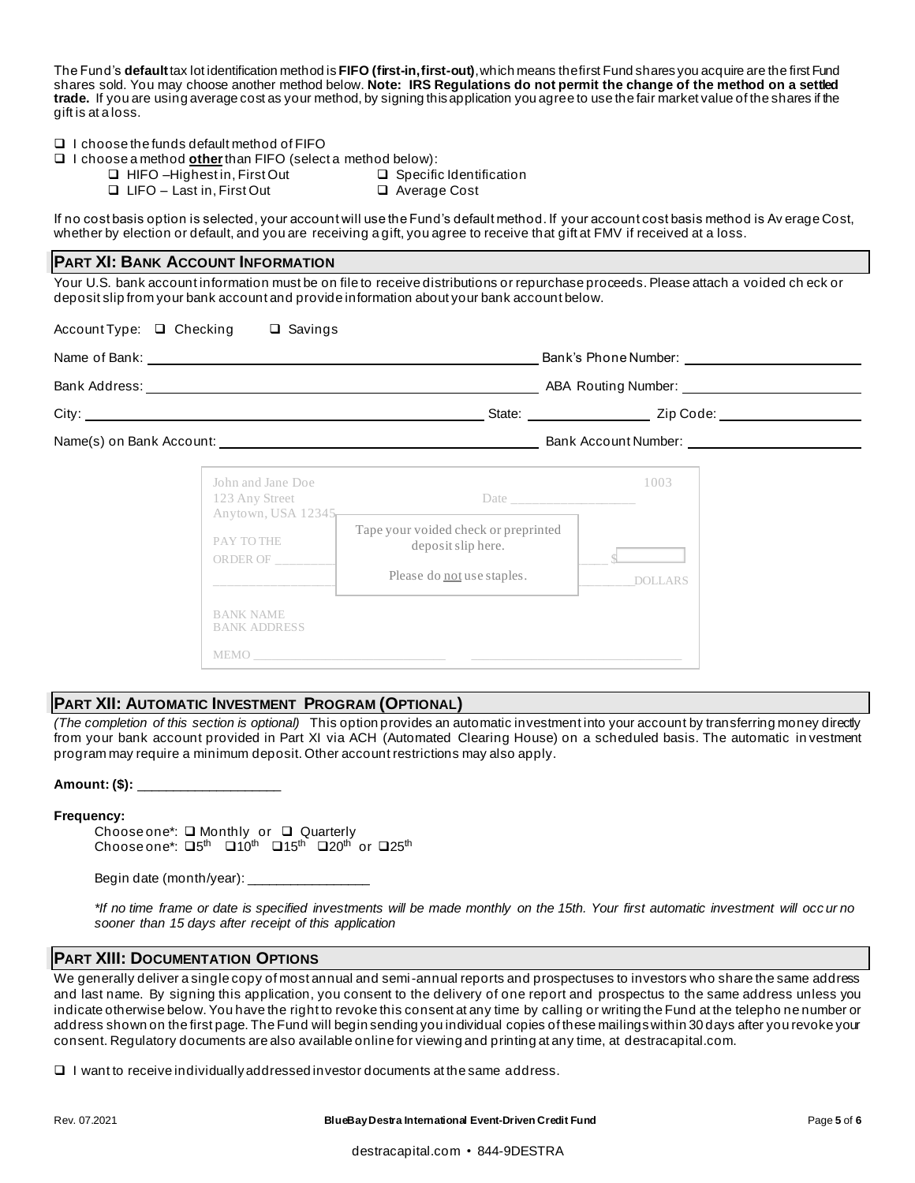The Fund's **default** tax lot identification method is **FIFO (first-in, first-out)**, which means the first Fund shares you acquire are the first Fund shares sold. You may choose another method below. **Note: IRS Regulations do not permit the change of the method on a settled trade.** If you are using average cost as your method, by signing this application you agree to use the fair market value of the shares if the gift is at a loss.

- ❑ I choose the funds default method of FIFO
- ❑ I choose a method **other** than FIFO (select a method below):
  - ❑ HIFO – Highest in, First Out
  - ❑ Specific Identification
  - ❑ LIFO – Last in, First Out
  - ❑ Average Cost

If no cost basis option is selected, your account will use the Fund's default method. If your account cost basis method is Average Cost, whether by election or default, and you are receiving a gift, you agree to receive that gift at FMV if received at a loss.

## PART XI: BANK ACCOUNT INFORMATION

Your U.S. bank account information must be on file to receive distributions or repurchase proceeds. Please attach a voided check or deposit slip from your bank account and provide information about your bank account below.

Account Type: ❑ Checking ❑ Savings

Name of Bank: ______________________ Bank's Phone Number: ______________________

Bank Address: ______________________ ABA Routing Number: ______________________

City: ______________________ State: __________ Zip Code: __________

Name(s) on Bank Account: ______________________ Bank Account Number: ______________________

John and Jane Doe
123 Any Street
Anytown, USA 12345

1003

Date __________

PAY TO THE ORDER OF __________ $

__________ DOLLARS

BANK NAME
BANK ADDRESS

MEMO __________

Tape your voided check or preprinted deposit slip here.

Please do not use staples.

## PART XII: AUTOMATIC INVESTMENT PROGRAM (OPTIONAL)

*(The completion of this section is optional)* This option provides an automatic investment into your account by transferring money directly from your bank account provided in Part XI via ACH (Automated Clearing House) on a scheduled basis. The automatic investment program may require a minimum deposit. Other account restrictions may also apply.

**Amount: ($):** ___________________

**Frequency:**

Choose one*: ❑ Monthly or ❑ Quarterly

Choose one*: ❑5th ❑10th ❑15th ❑20th or ❑25th

Begin date (month/year): ________________

*\*If no time frame or date is specified investments will be made monthly on the 15th. Your first automatic investment will occur no sooner than 15 days after receipt of this application*

## PART XIII: DOCUMENTATION OPTIONS

We generally deliver a single copy of most annual and semi-annual reports and prospectuses to investors who share the same address and last name. By signing this application, you consent to the delivery of one report and prospectus to the same address unless you indicate otherwise below. You have the right to revoke this consent at any time by calling or writing the Fund at the telephone number or address shown on the first page. The Fund will begin sending you individual copies of these mailings within 30 days after you revoke your consent. Regulatory documents are also available online for viewing and printing at any time, at destracapital.com.

❑ I want to receive individually addressed investor documents at the same address.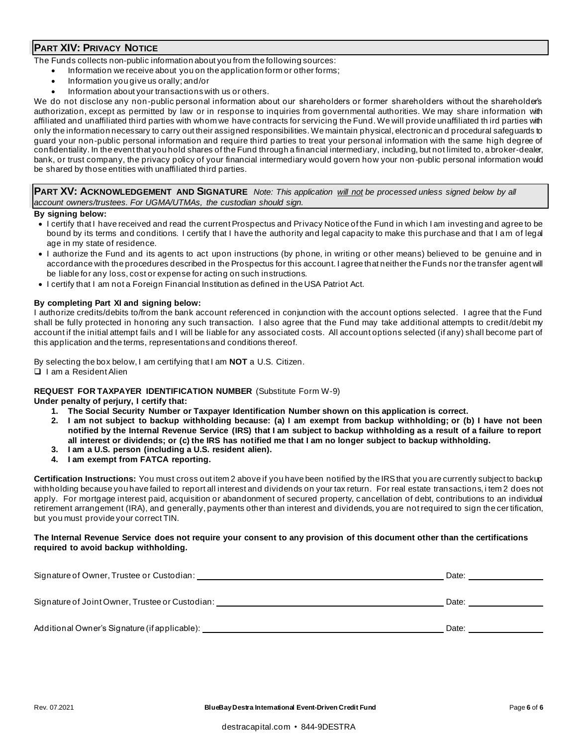## PART XIV: PRIVACY NOTICE

The Funds collects non-public information about you from the following sources:

- Information we receive about you on the application form or other forms;
- Information you give us orally; and/or
- Information about your transactions with us or others.

We do not disclose any non-public personal information about our shareholders or former shareholders without the shareholder's authorization, except as permitted by law or in response to inquiries from governmental authorities. We may share information with affiliated and unaffiliated third parties with whom we have contracts for servicing the Fund. We will provide unaffiliated third parties with only the information necessary to carry out their assigned responsibilities. We maintain physical, electronic and procedural safeguards to guard your non-public personal information and require third parties to treat your personal information with the same high degree of confidentiality. In the event that you hold shares of the Fund through a financial intermediary, including, but not limited to, a broker-dealer, bank, or trust company, the privacy policy of your financial intermediary would govern how your non-public personal information would be shared by those entities with unaffiliated third parties.

## PART XV: ACKNOWLEDGEMENT AND SIGNATURE

*Note: This application will not be processed unless signed below by all account owners/trustees. For UGMA/UTMAs, the custodian should sign.*

**By signing below:**

- I certify that I have received and read the current Prospectus and Privacy Notice of the Fund in which I am investing and agree to be bound by its terms and conditions. I certify that I have the authority and legal capacity to make this purchase and that I am of legal age in my state of residence.
- I authorize the Fund and its agents to act upon instructions (by phone, in writing or other means) believed to be genuine and in accordance with the procedures described in the Prospectus for this account. I agree that neither the Funds nor the transfer agent will be liable for any loss, cost or expense for acting on such instructions.
- I certify that I am not a Foreign Financial Institution as defined in the USA Patriot Act.

**By completing Part XI and signing below:**

I authorize credits/debits to/from the bank account referenced in conjunction with the account options selected. I agree that the Fund shall be fully protected in honoring any such transaction. I also agree that the Fund may take additional attempts to credit/debit my account if the initial attempt fails and I will be liable for any associated costs. All account options selected (if any) shall become part of this application and the terms, representations and conditions thereof.

By selecting the box below, I am certifying that I am **NOT** a U.S. Citizen.

❑ I am a Resident Alien

**REQUEST FOR TAXPAYER IDENTIFICATION NUMBER** (Substitute Form W-9)

**Under penalty of perjury, I certify that:**

1. **The Social Security Number or Taxpayer Identification Number shown on this application is correct.**
2. **I am not subject to backup withholding because: (a) I am exempt from backup withholding; or (b) I have not been notified by the Internal Revenue Service (IRS) that I am subject to backup withholding as a result of a failure to report all interest or dividends; or (c) the IRS has notified me that I am no longer subject to backup withholding.**
3. **I am a U.S. person (including a U.S. resident alien).**
4. **I am exempt from FATCA reporting.**

**Certification Instructions:** You must cross out item 2 above if you have been notified by the IRS that you are currently subject to backup withholding because you have failed to report all interest and dividends on your tax return. For real estate transactions, item 2 does not apply. For mortgage interest paid, acquisition or abandonment of secured property, cancellation of debt, contributions to an individual retirement arrangement (IRA), and generally, payments other than interest and dividends, you are not required to sign the certification, but you must provide your correct TIN.

**The Internal Revenue Service does not require your consent to any provision of this document other than the certifications required to avoid backup withholding.**

Signature of Owner, Trustee or Custodian: ______________________________ Date: ______________

Signature of Joint Owner, Trustee or Custodian: ______________________________ Date: ______________

Additional Owner's Signature (if applicable): ______________________________ Date: ______________

Rev. 07.2021 **BlueBay Destra International Event-Driven Credit Fund**

destracapital.com • 844-9DESTRA